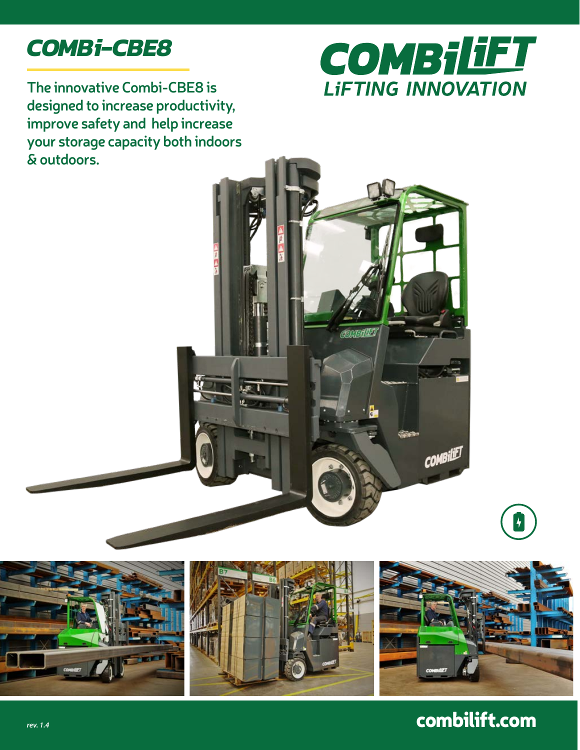# COMBi-CBE8

COMBiLiFT
LiFTING INNOVATION

The innovative Combi-CBE8 is designed to increase productivity, improve safety and help increase your storage capacity both indoors & outdoors.

*rev. 1.4*

**combilift.com**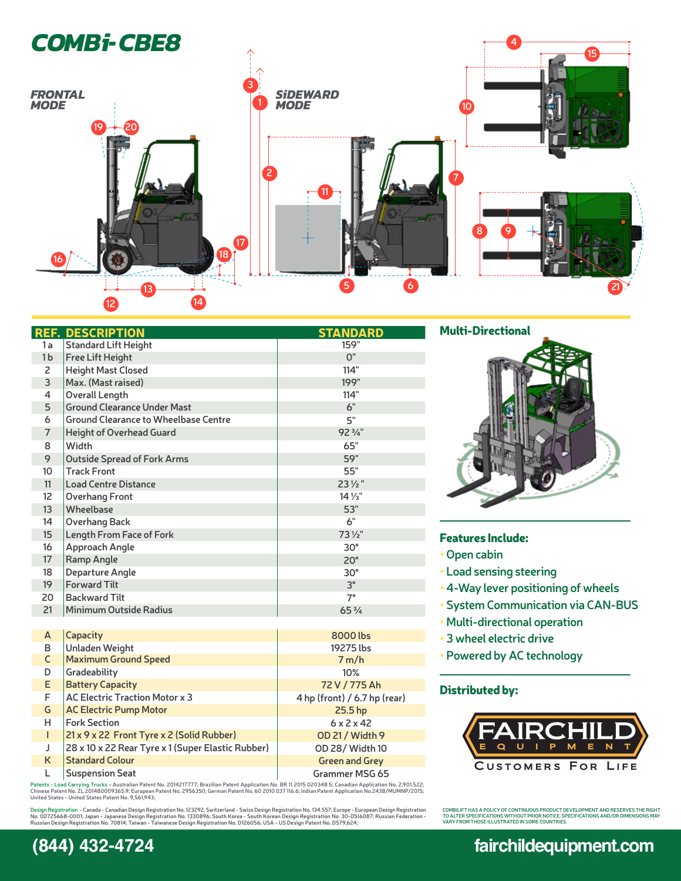# COMBi-CBE8

FRONTAL MODE

SiDEWARD MODE

| REF. | DESCRIPTION | STANDARD |
|---|---|---|
| 1 a | Standard Lift Height | 159" |
| 1 b | Free Lift Height | 0" |
| 2 | Height Mast Closed | 114" |
| 3 | Max. (Mast raised) | 199" |
| 4 | Overall Length | 114" |
| 5 | Ground Clearance Under Mast | 6" |
| 6 | Ground Clearance to Wheelbase Centre | 5" |
| 7 | Height of Overhead Guard | 92 ¾" |
| 8 | Width | 65" |
| 9 | Outside Spread of Fork Arms | 59" |
| 10 | Track Front | 55" |
| 11 | Load Centre Distance | 23 ½ " |
| 12 | Overhang Front | 14 ⅓" |
| 13 | Wheelbase | 53" |
| 14 | Overhang Back | 6" |
| 15 | Length From Face of Fork | 73 ½" |
| 16 | Approach Angle | 30° |
| 17 | Ramp Angle | 20° |
| 18 | Departure Angle | 30° |
| 19 | Forward Tilt | 3° |
| 20 | Backward Tilt | 7° |
| 21 | Minimum Outside Radius | 65 ¾ |

| | | |
|---|---|---|
| A | Capacity | 8000 lbs |
| B | Unladen Weight | 19275 lbs |
| C | Maximum Ground Speed | 7 m/h |
| D | Gradeability | 10% |
| E | Battery Capacity | 72 V / 775 Ah |
| F | AC Electric Traction Motor x 3 | 4 hp (front) / 6.7 hp (rear) |
| G | AC Electric Pump Motor | 25.5 hp |
| H | Fork Section | 6 x 2 x 42 |
| I | 21 x 9 x 22 Front Tyre x 2 (Solid Rubber) | OD 21 / Width 9 |
| J | 28 x 10 x 22 Rear Tyre x 1 (Super Elastic Rubber) | OD 28/ Width 10 |
| K | Standard Colour | Green and Grey |
| L | Suspension Seat | Grammer MSG 65 |

## Multi-Directional

## Features Include:

- Open cabin
- Load sensing steering
- 4-Way lever positioning of wheels
- System Communication via CAN-BUS
- Multi-directional operation
- 3 wheel electric drive
- Powered by AC technology

## Distributed by:

FAIRCHILD EQUIPMENT
CUSTOMERS FOR LIFE

Patents - Load Carrying Trucks - Australian Patent No. 2014217777; Brazilian Patent Application No. BR 11 2015 020348 5; Canadian Application No. 2,901,522; Chinese Patent No. ZL 201480009365.9; European Patent No. 2956350; German Patent No. 60 2010 037 116.6; Indian Patent Application No.2438/MUMNP/2015; United States - United States Patent No. 9,561,943;

Design Registration - Canada - Canadian Design Registration No. 123292; Switzerland - Swiss Design Registration No. 134.557; Europe - European Design Registration No. 00725668-0001; Japan - Japanese Design Registration No. 1330896; South Korea - South Korean Design Registration No. 30-0516087; Russian Federation - Russian Design Registration No. 70814; Taiwan - Taiwanese Design Registration No. D126056; USA - US Design Patent No. D579,624;

COMBILIFT HAS A POLICY OF CONTINUOUS PRODUCT DEVELOPMENT AND RESERVES THE RIGHT TO ALTER SPECIFICATIONS WITHOUT PRIOR NOTICE. SPECIFICATIONS AND/OR DIMENSIONS MAY VARY FROM THOSE ILLUSTRATED IN SOME COUNTRIES.

(844) 432-4724

fairchildequipment.com